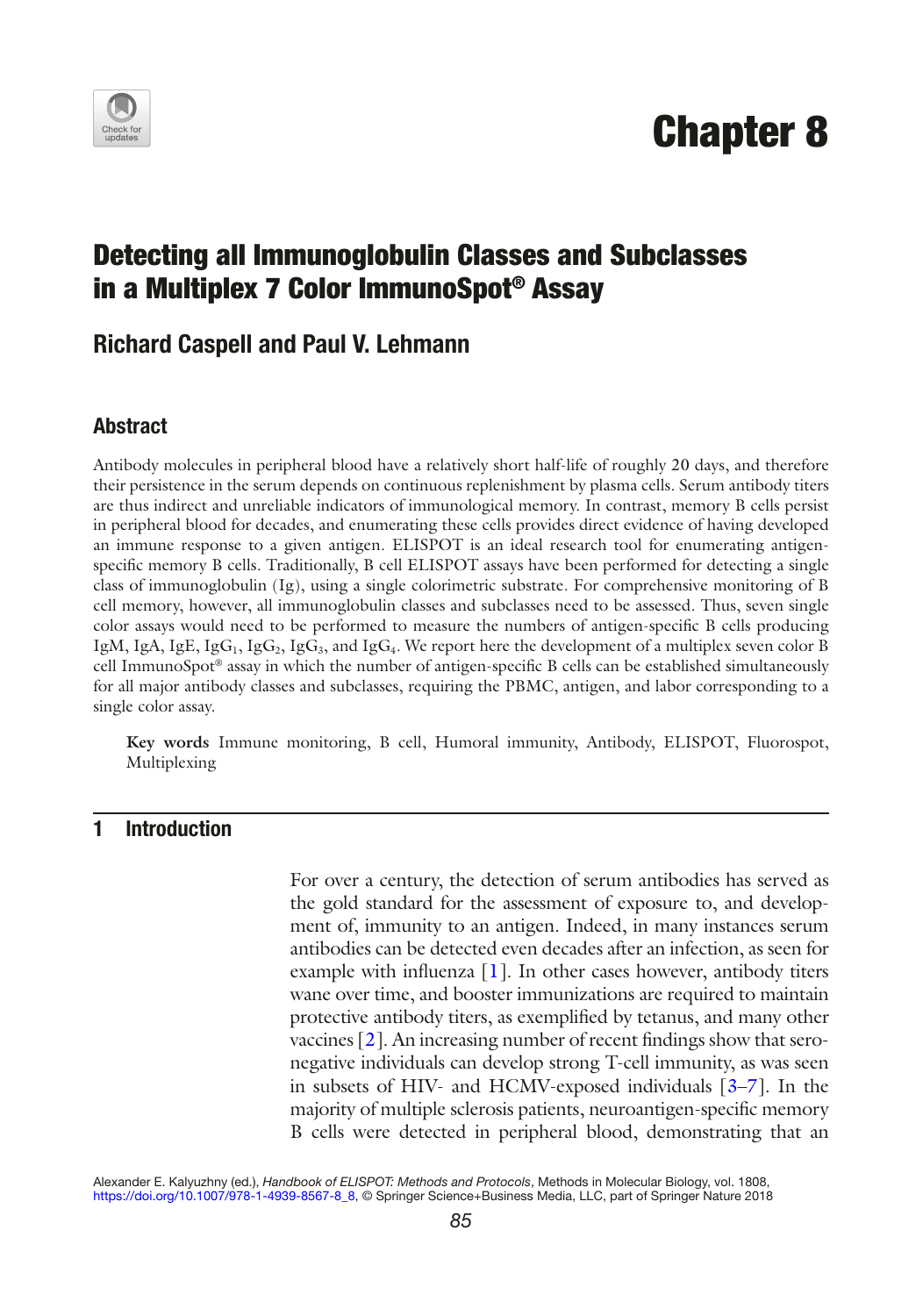# Chapter 8

## Detecting all Immunoglobulin Classes and Subclasses in a Multiplex 7 Color ImmunoSpot® Assay

### Richard Caspell and Paul V. Lehmann

#### Abstract

Antibody molecules in peripheral blood have a relatively short half-life of roughly 20 days, and therefore their persistence in the serum depends on continuous replenishment by plasma cells. Serum antibody titers are thus indirect and unreliable indicators of immunological memory. In contrast, memory B cells persist in peripheral blood for decades, and enumerating these cells provides direct evidence of having developed an immune response to a given antigen. ELISPOT is an ideal research tool for enumerating antigen-specific memory B cells. Traditionally, B cell ELISPOT assays have been performed for detecting a single class of immunoglobulin (Ig), using a single colorimetric substrate. For comprehensive monitoring of B cell memory, however, all immunoglobulin classes and subclasses need to be assessed. Thus, seven single color assays would need to be performed to measure the numbers of antigen-specific B cells producing IgM, IgA, IgE, $IgG_1$, $IgG_2$, $IgG_3$, and $IgG_4$. We report here the development of a multiplex seven color B cell ImmunoSpot® assay in which the number of antigen-specific B cells can be established simultaneously for all major antibody classes and subclasses, requiring the PBMC, antigen, and labor corresponding to a single color assay.

**Key words** Immune monitoring, B cell, Humoral immunity, Antibody, ELISPOT, Fluorospot, Multiplexing

## 1 Introduction

For over a century, the detection of serum antibodies has served as the gold standard for the assessment of exposure to, and development of, immunity to an antigen. Indeed, in many instances serum antibodies can be detected even decades after an infection, as seen for example with influenza [1]. In other cases however, antibody titers wane over time, and booster immunizations are required to maintain protective antibody titers, as exemplified by tetanus, and many other vaccines [2]. An increasing number of recent findings show that seronegative individuals can develop strong T-cell immunity, as was seen in subsets of HIV- and HCMV-exposed individuals [3–7]. In the majority of multiple sclerosis patients, neuroantigen-specific memory B cells were detected in peripheral blood, demonstrating that an

Alexander E. Kalyuzhny (ed.), *Handbook of ELISPOT: Methods and Protocols*, Methods in Molecular Biology, vol. 1808, https://doi.org/10.1007/978-1-4939-8567-8_8, © Springer Science+Business Media, LLC, part of Springer Nature 2018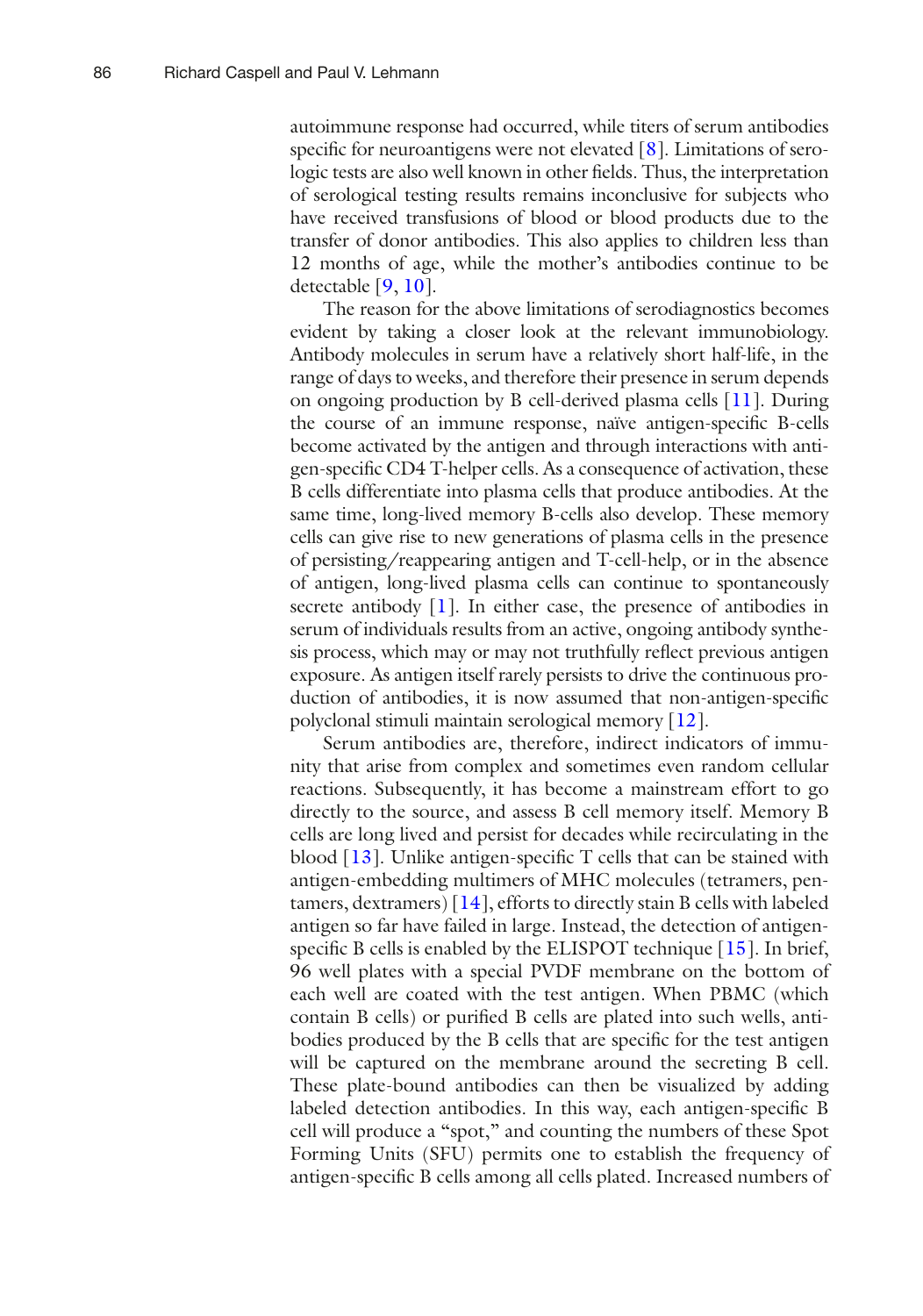autoimmune response had occurred, while titers of serum antibodies specific for neuroantigens were not elevated [8]. Limitations of serologic tests are also well known in other fields. Thus, the interpretation of serological testing results remains inconclusive for subjects who have received transfusions of blood or blood products due to the transfer of donor antibodies. This also applies to children less than 12 months of age, while the mother's antibodies continue to be detectable [9, 10].

The reason for the above limitations of serodiagnostics becomes evident by taking a closer look at the relevant immunobiology. Antibody molecules in serum have a relatively short half-life, in the range of days to weeks, and therefore their presence in serum depends on ongoing production by B cell-derived plasma cells [11]. During the course of an immune response, naïve antigen-specific B-cells become activated by the antigen and through interactions with antigen-specific CD4 T-helper cells. As a consequence of activation, these B cells differentiate into plasma cells that produce antibodies. At the same time, long-lived memory B-cells also develop. These memory cells can give rise to new generations of plasma cells in the presence of persisting/reappearing antigen and T-cell-help, or in the absence of antigen, long-lived plasma cells can continue to spontaneously secrete antibody [1]. In either case, the presence of antibodies in serum of individuals results from an active, ongoing antibody synthesis process, which may or may not truthfully reflect previous antigen exposure. As antigen itself rarely persists to drive the continuous production of antibodies, it is now assumed that non-antigen-specific polyclonal stimuli maintain serological memory [12].

Serum antibodies are, therefore, indirect indicators of immunity that arise from complex and sometimes even random cellular reactions. Subsequently, it has become a mainstream effort to go directly to the source, and assess B cell memory itself. Memory B cells are long lived and persist for decades while recirculating in the blood [13]. Unlike antigen-specific T cells that can be stained with antigen-embedding multimers of MHC molecules (tetramers, pentamers, dextramers) [14], efforts to directly stain B cells with labeled antigen so far have failed in large. Instead, the detection of antigen-specific B cells is enabled by the ELISPOT technique [15]. In brief, 96 well plates with a special PVDF membrane on the bottom of each well are coated with the test antigen. When PBMC (which contain B cells) or purified B cells are plated into such wells, antibodies produced by the B cells that are specific for the test antigen will be captured on the membrane around the secreting B cell. These plate-bound antibodies can then be visualized by adding labeled detection antibodies. In this way, each antigen-specific B cell will produce a "spot," and counting the numbers of these Spot Forming Units (SFU) permits one to establish the frequency of antigen-specific B cells among all cells plated. Increased numbers of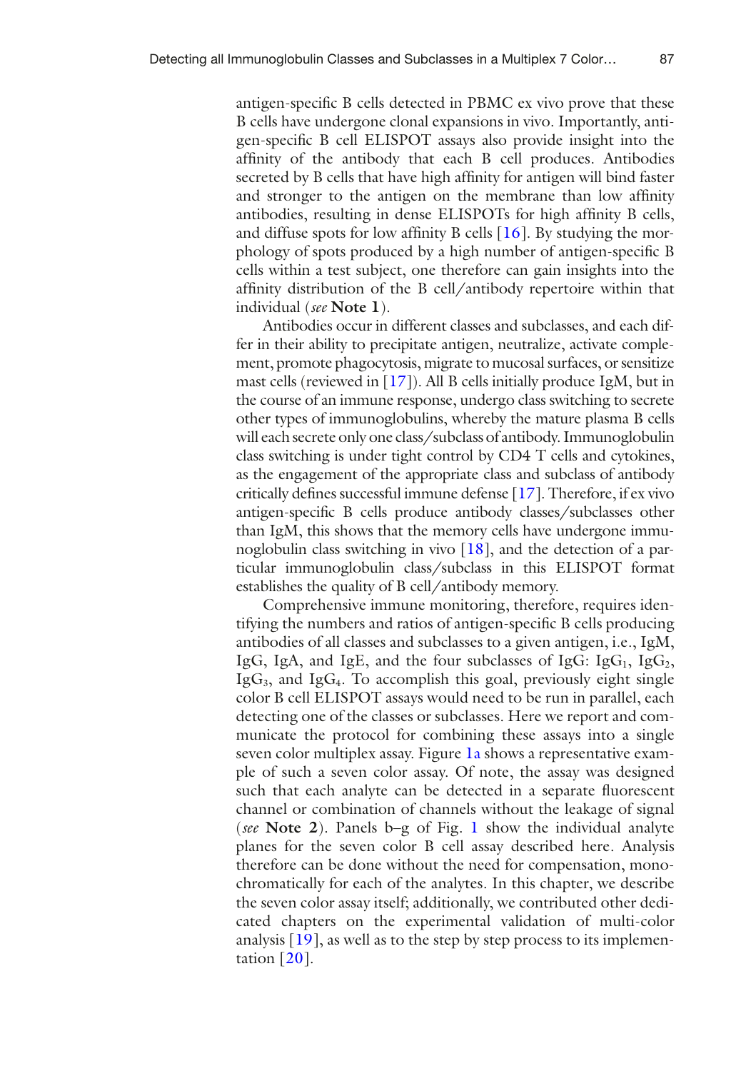antigen-specific B cells detected in PBMC ex vivo prove that these B cells have undergone clonal expansions in vivo. Importantly, antigen-specific B cell ELISPOT assays also provide insight into the affinity of the antibody that each B cell produces. Antibodies secreted by B cells that have high affinity for antigen will bind faster and stronger to the antigen on the membrane than low affinity antibodies, resulting in dense ELISPOTs for high affinity B cells, and diffuse spots for low affinity B cells [16]. By studying the morphology of spots produced by a high number of antigen-specific B cells within a test subject, one therefore can gain insights into the affinity distribution of the B cell/antibody repertoire within that individual (*see* **Note 1**).

Antibodies occur in different classes and subclasses, and each differ in their ability to precipitate antigen, neutralize, activate complement, promote phagocytosis, migrate to mucosal surfaces, or sensitize mast cells (reviewed in [17]). All B cells initially produce IgM, but in the course of an immune response, undergo class switching to secrete other types of immunoglobulins, whereby the mature plasma B cells will each secrete only one class/subclass of antibody. Immunoglobulin class switching is under tight control by CD4 T cells and cytokines, as the engagement of the appropriate class and subclass of antibody critically defines successful immune defense [17]. Therefore, if ex vivo antigen-specific B cells produce antibody classes/subclasses other than IgM, this shows that the memory cells have undergone immunoglobulin class switching in vivo [18], and the detection of a particular immunoglobulin class/subclass in this ELISPOT format establishes the quality of B cell/antibody memory.

Comprehensive immune monitoring, therefore, requires identifying the numbers and ratios of antigen-specific B cells producing antibodies of all classes and subclasses to a given antigen, i.e., IgM, IgG, IgA, and IgE, and the four subclasses of IgG: $IgG_1$, $IgG_2$, $IgG_3$, and $IgG_4$. To accomplish this goal, previously eight single color B cell ELISPOT assays would need to be run in parallel, each detecting one of the classes or subclasses. Here we report and communicate the protocol for combining these assays into a single seven color multiplex assay. Figure 1a shows a representative example of such a seven color assay. Of note, the assay was designed such that each analyte can be detected in a separate fluorescent channel or combination of channels without the leakage of signal (*see* **Note 2**). Panels b–g of Fig. 1 show the individual analyte planes for the seven color B cell assay described here. Analysis therefore can be done without the need for compensation, monochromatically for each of the analytes. In this chapter, we describe the seven color assay itself; additionally, we contributed other dedicated chapters on the experimental validation of multi-color analysis [19], as well as to the step by step process to its implementation [20].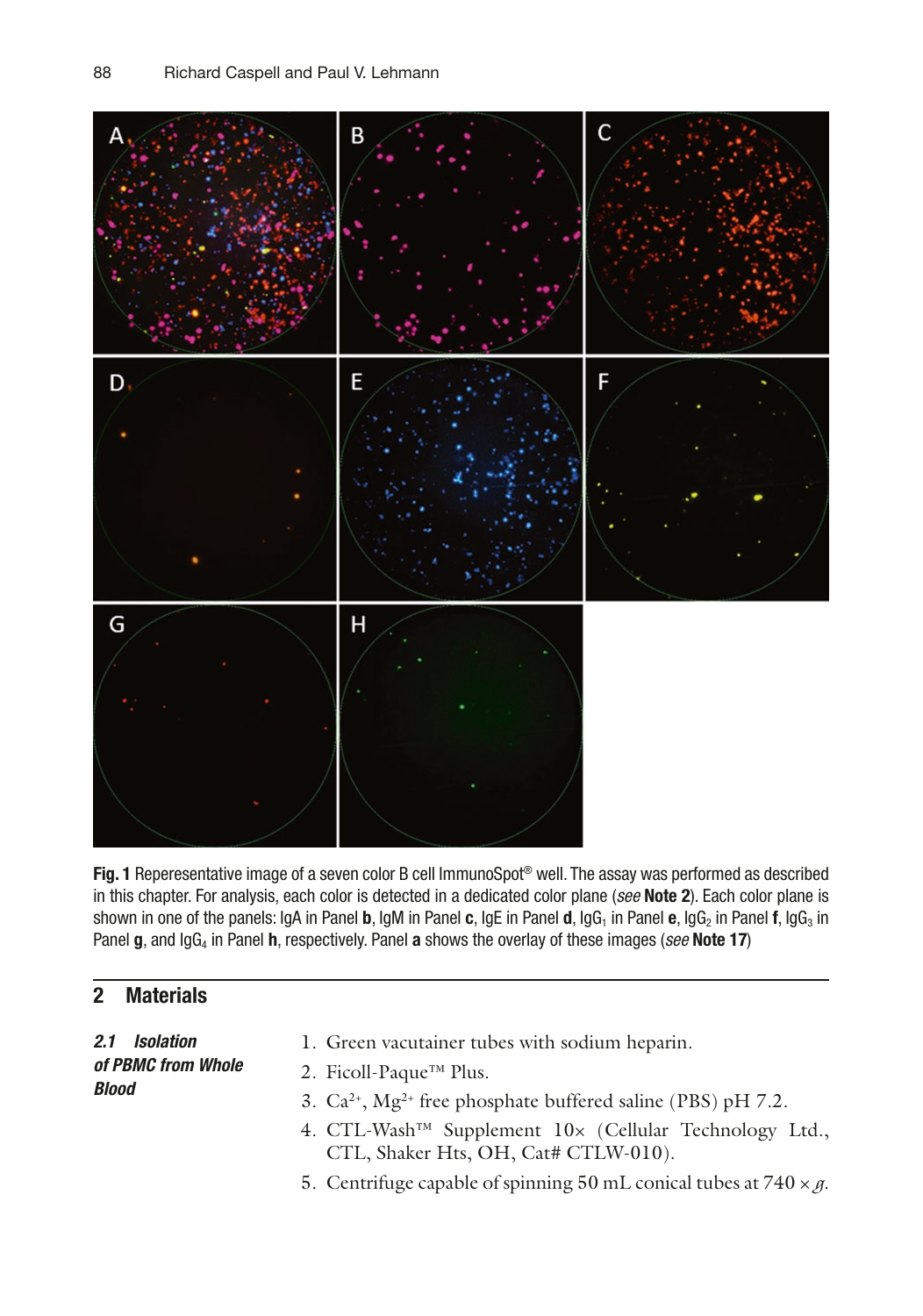**Fig. 1** Reperesentative image of a seven color B cell ImmunoSpot® well. The assay was performed as described in this chapter. For analysis, each color is detected in a dedicated color plane (*see* **Note 2**). Each color plane is shown in one of the panels: IgA in Panel **b**, IgM in Panel **c**, IgE in Panel **d**, $IgG_1$ in Panel **e**, $IgG_2$ in Panel **f**, $IgG_3$ in Panel **g**, and $IgG_4$ in Panel **h**, respectively. Panel **a** shows the overlay of these images (*see* **Note 17**)

## 2 Materials

### *2.1 Isolation of PBMC from Whole Blood*

1. Green vacutainer tubes with sodium heparin.
2. Ficoll-Paque™ Plus.
3. $Ca^{2+}$, $Mg^{2+}$ free phosphate buffered saline (PBS) pH 7.2.
4. CTL-Wash™ Supplement 10× (Cellular Technology Ltd., CTL, Shaker Hts, OH, Cat# CTLW-010).
5. Centrifuge capable of spinning 50 mL conical tubes at 740 × *g*.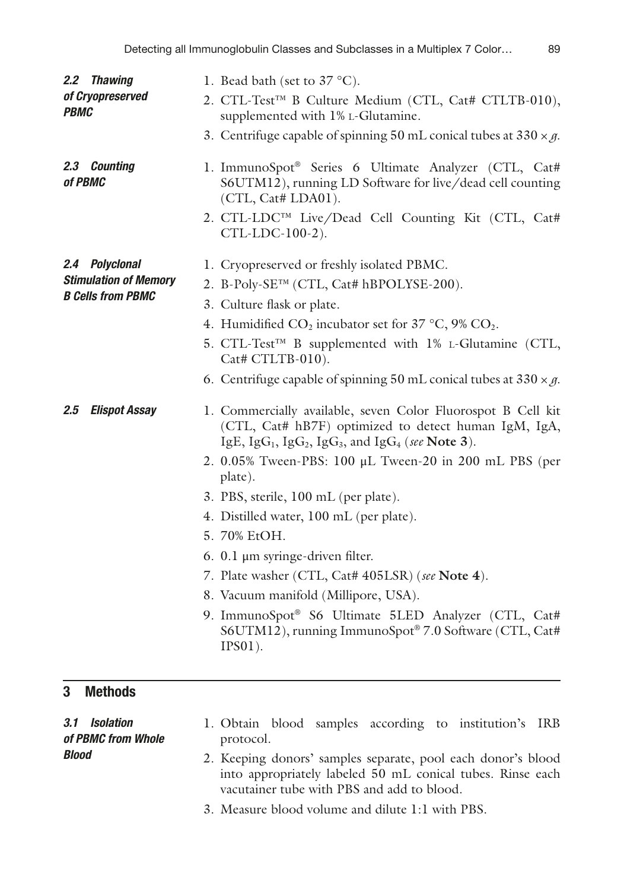### 2.2 Thawing of Cryopreserved PBMC

1. Bead bath (set to 37 °C).
2. CTL-Test™ B Culture Medium (CTL, Cat# CTLTB-010), supplemented with 1% L-Glutamine.
3. Centrifuge capable of spinning 50 mL conical tubes at 330 × *g*.

### 2.3 Counting of PBMC

1. ImmunoSpot® Series 6 Ultimate Analyzer (CTL, Cat# S6UTM12), running LD Software for live/dead cell counting (CTL, Cat# LDA01).
2. CTL-LDC™ Live/Dead Cell Counting Kit (CTL, Cat# CTL-LDC-100-2).

### 2.4 Polyclonal Stimulation of Memory B Cells from PBMC

1. Cryopreserved or freshly isolated PBMC.
2. B-Poly-SE™ (CTL, Cat# hBPOLYSE-200).
3. Culture flask or plate.
4. Humidified $CO_2$ incubator set for 37 °C, 9% $CO_2$.
5. CTL-Test™ B supplemented with 1% L-Glutamine (CTL, Cat# CTLTB-010).
6. Centrifuge capable of spinning 50 mL conical tubes at 330 × *g*.

### 2.5 Elispot Assay

1. Commercially available, seven Color Fluorospot B Cell kit (CTL, Cat# hB7F) optimized to detect human IgM, IgA, IgE, $IgG_1$, $IgG_2$, $IgG_3$, and $IgG_4$ (*see* **Note 3**).
2. 0.05% Tween-PBS: 100 μL Tween-20 in 200 mL PBS (per plate).
3. PBS, sterile, 100 mL (per plate).
4. Distilled water, 100 mL (per plate).
5. 70% EtOH.
6. 0.1 μm syringe-driven filter.
7. Plate washer (CTL, Cat# 405LSR) (*see* **Note 4**).
8. Vacuum manifold (Millipore, USA).
9. ImmunoSpot® S6 Ultimate 5LED Analyzer (CTL, Cat# S6UTM12), running ImmunoSpot® 7.0 Software (CTL, Cat# IPS01).

## 3 Methods

### 3.1 Isolation of PBMC from Whole Blood

1. Obtain blood samples according to institution's IRB protocol.
2. Keeping donors' samples separate, pool each donor's blood into appropriately labeled 50 mL conical tubes. Rinse each vacutainer tube with PBS and add to blood.
3. Measure blood volume and dilute 1:1 with PBS.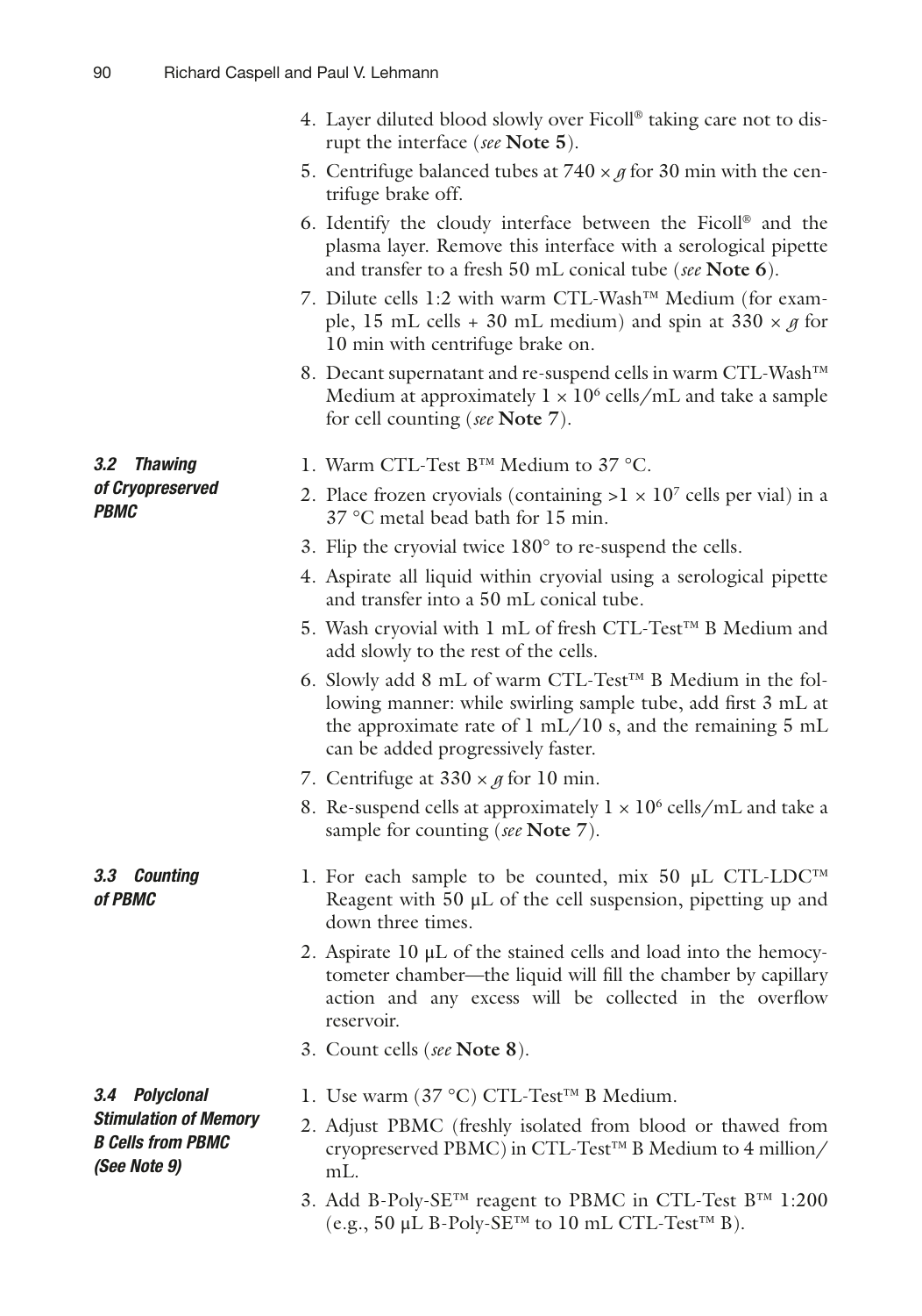4. Layer diluted blood slowly over Ficoll® taking care not to disrupt the interface (*see* **Note 5**).
5. Centrifuge balanced tubes at $740 \times g$ for 30 min with the centrifuge brake off.
6. Identify the cloudy interface between the Ficoll® and the plasma layer. Remove this interface with a serological pipette and transfer to a fresh 50 mL conical tube (*see* **Note 6**).
7. Dilute cells 1:2 with warm CTL-Wash™ Medium (for example, 15 mL cells + 30 mL medium) and spin at $330 \times g$ for 10 min with centrifuge brake on.
8. Decant supernatant and re-suspend cells in warm CTL-Wash™ Medium at approximately $1 \times 10^6$ cells/mL and take a sample for cell counting (*see* **Note 7**).

### 3.2 Thawing of Cryopreserved PBMC

1. Warm CTL-Test B™ Medium to 37 °C.
2. Place frozen cryovials (containing $>1 \times 10^7$ cells per vial) in a 37 °C metal bead bath for 15 min.
3. Flip the cryovial twice 180° to re-suspend the cells.
4. Aspirate all liquid within cryovial using a serological pipette and transfer into a 50 mL conical tube.
5. Wash cryovial with 1 mL of fresh CTL-Test™ B Medium and add slowly to the rest of the cells.
6. Slowly add 8 mL of warm CTL-Test™ B Medium in the following manner: while swirling sample tube, add first 3 mL at the approximate rate of 1 mL/10 s, and the remaining 5 mL can be added progressively faster.
7. Centrifuge at $330 \times g$ for 10 min.
8. Re-suspend cells at approximately $1 \times 10^6$ cells/mL and take a sample for counting (*see* **Note 7**).

### 3.3 Counting of PBMC

1. For each sample to be counted, mix 50 μL CTL-LDC™ Reagent with 50 μL of the cell suspension, pipetting up and down three times.
2. Aspirate 10 μL of the stained cells and load into the hemocytometer chamber—the liquid will fill the chamber by capillary action and any excess will be collected in the overflow reservoir.
3. Count cells (*see* **Note 8**).

### 3.4 Polyclonal Stimulation of Memory B Cells from PBMC (See Note 9)

1. Use warm (37 °C) CTL-Test™ B Medium.
2. Adjust PBMC (freshly isolated from blood or thawed from cryopreserved PBMC) in CTL-Test™ B Medium to 4 million/mL.
3. Add B-Poly-SE™ reagent to PBMC in CTL-Test B™ 1:200 (e.g., 50 μL B-Poly-SE™ to 10 mL CTL-Test™ B).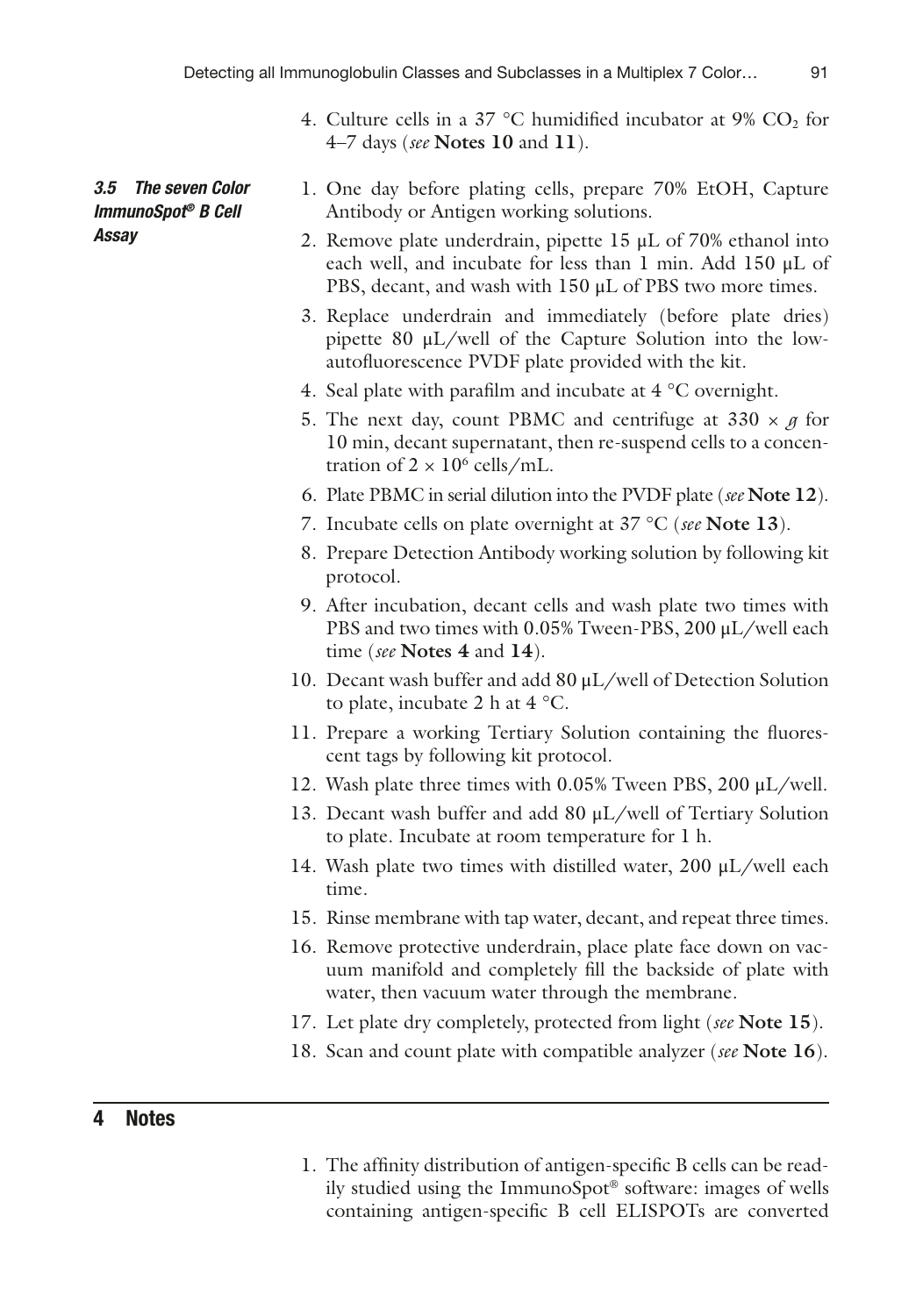4. Culture cells in a 37 °C humidified incubator at 9% $CO_2$ for 4–7 days (*see* **Notes 10** and **11**).

### 3.5 The seven Color ImmunoSpot® B Cell Assay

1. One day before plating cells, prepare 70% EtOH, Capture Antibody or Antigen working solutions.
2. Remove plate underdrain, pipette 15 μL of 70% ethanol into each well, and incubate for less than 1 min. Add 150 μL of PBS, decant, and wash with 150 μL of PBS two more times.
3. Replace underdrain and immediately (before plate dries) pipette 80 μL/well of the Capture Solution into the low-autofluorescence PVDF plate provided with the kit.
4. Seal plate with parafilm and incubate at 4 °C overnight.
5. The next day, count PBMC and centrifuge at $330 \times g$ for 10 min, decant supernatant, then re-suspend cells to a concentration of $2 \times 10^6$ cells/mL.
6. Plate PBMC in serial dilution into the PVDF plate (*see* **Note 12**).
7. Incubate cells on plate overnight at 37 °C (*see* **Note 13**).
8. Prepare Detection Antibody working solution by following kit protocol.
9. After incubation, decant cells and wash plate two times with PBS and two times with 0.05% Tween-PBS, 200 μL/well each time (*see* **Notes 4** and **14**).
10. Decant wash buffer and add 80 μL/well of Detection Solution to plate, incubate 2 h at 4 °C.
11. Prepare a working Tertiary Solution containing the fluorescent tags by following kit protocol.
12. Wash plate three times with 0.05% Tween PBS, 200 μL/well.
13. Decant wash buffer and add 80 μL/well of Tertiary Solution to plate. Incubate at room temperature for 1 h.
14. Wash plate two times with distilled water, 200 μL/well each time.
15. Rinse membrane with tap water, decant, and repeat three times.
16. Remove protective underdrain, place plate face down on vacuum manifold and completely fill the backside of plate with water, then vacuum water through the membrane.
17. Let plate dry completely, protected from light (*see* **Note 15**).
18. Scan and count plate with compatible analyzer (*see* **Note 16**).

## 4 Notes

1. The affinity distribution of antigen-specific B cells can be readily studied using the ImmunoSpot® software: images of wells containing antigen-specific B cell ELISPOTs are converted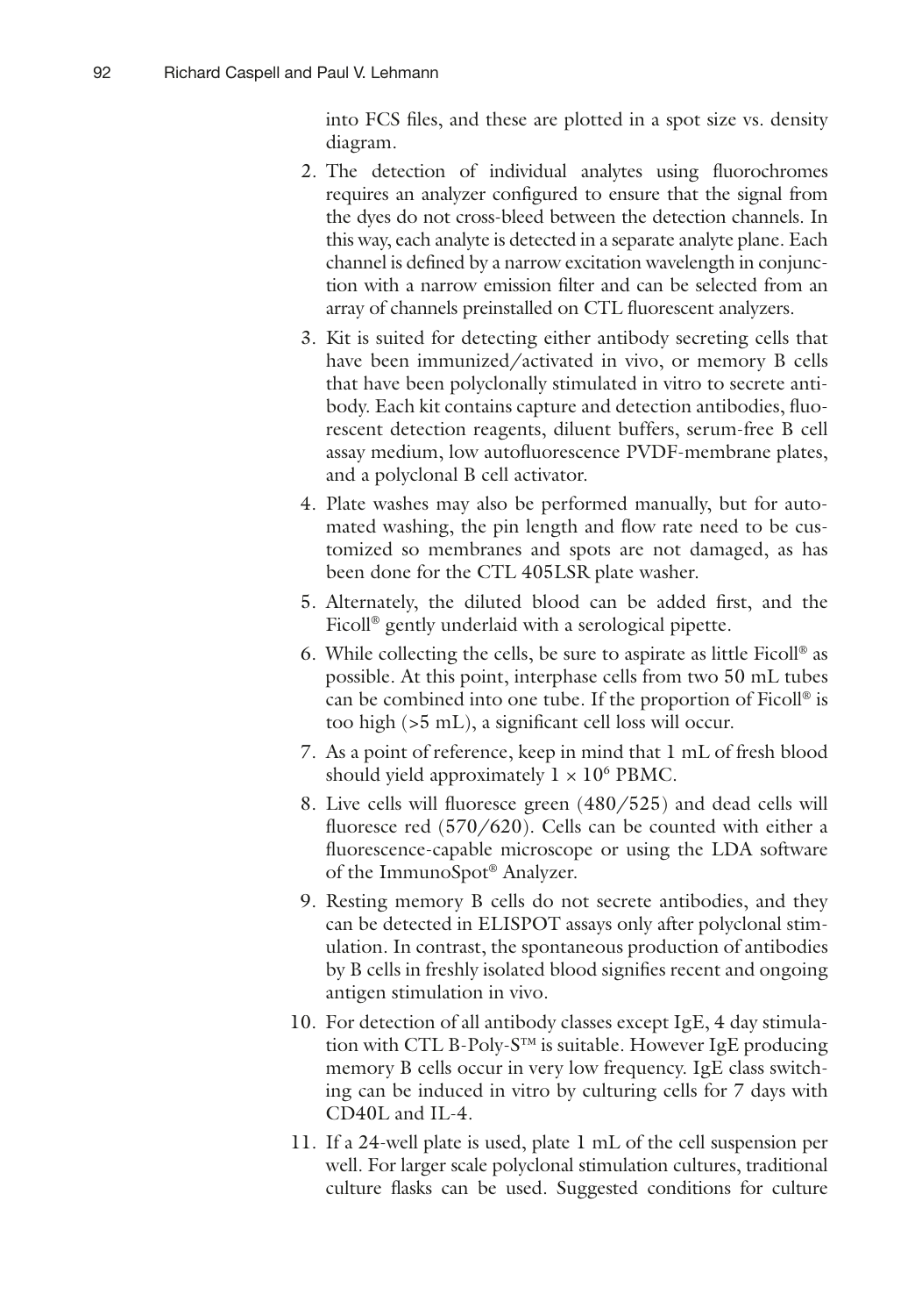into FCS files, and these are plotted in a spot size vs. density diagram.

2. The detection of individual analytes using fluorochromes requires an analyzer configured to ensure that the signal from the dyes do not cross-bleed between the detection channels. In this way, each analyte is detected in a separate analyte plane. Each channel is defined by a narrow excitation wavelength in conjunction with a narrow emission filter and can be selected from an array of channels preinstalled on CTL fluorescent analyzers.
3. Kit is suited for detecting either antibody secreting cells that have been immunized/activated in vivo, or memory B cells that have been polyclonally stimulated in vitro to secrete antibody. Each kit contains capture and detection antibodies, fluorescent detection reagents, diluent buffers, serum-free B cell assay medium, low autofluorescence PVDF-membrane plates, and a polyclonal B cell activator.
4. Plate washes may also be performed manually, but for automated washing, the pin length and flow rate need to be customized so membranes and spots are not damaged, as has been done for the CTL 405LSR plate washer.
5. Alternately, the diluted blood can be added first, and the Ficoll® gently underlaid with a serological pipette.
6. While collecting the cells, be sure to aspirate as little Ficoll® as possible. At this point, interphase cells from two 50 mL tubes can be combined into one tube. If the proportion of Ficoll® is too high (>5 mL), a significant cell loss will occur.
7. As a point of reference, keep in mind that 1 mL of fresh blood should yield approximately $1 \times 10^6$ PBMC.
8. Live cells will fluoresce green (480/525) and dead cells will fluoresce red (570/620). Cells can be counted with either a fluorescence-capable microscope or using the LDA software of the ImmunoSpot® Analyzer.
9. Resting memory B cells do not secrete antibodies, and they can be detected in ELISPOT assays only after polyclonal stimulation. In contrast, the spontaneous production of antibodies by B cells in freshly isolated blood signifies recent and ongoing antigen stimulation in vivo.
10. For detection of all antibody classes except IgE, 4 day stimulation with CTL B-Poly-S™ is suitable. However IgE producing memory B cells occur in very low frequency. IgE class switching can be induced in vitro by culturing cells for 7 days with CD40L and IL-4.
11. If a 24-well plate is used, plate 1 mL of the cell suspension per well. For larger scale polyclonal stimulation cultures, traditional culture flasks can be used. Suggested conditions for culture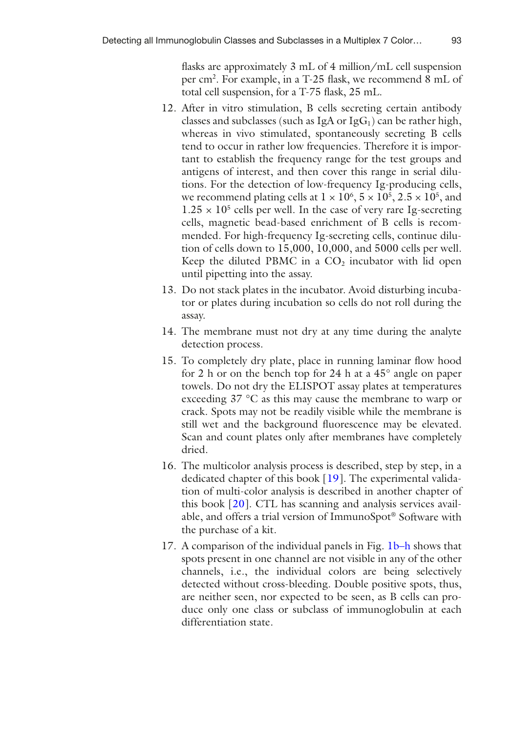flasks are approximately 3 mL of 4 million/mL cell suspension per $cm^2$. For example, in a T-25 flask, we recommend 8 mL of total cell suspension, for a T-75 flask, 25 mL.

12. After in vitro stimulation, B cells secreting certain antibody classes and subclasses (such as IgA or $IgG_1$) can be rather high, whereas in vivo stimulated, spontaneously secreting B cells tend to occur in rather low frequencies. Therefore it is important to establish the frequency range for the test groups and antigens of interest, and then cover this range in serial dilutions. For the detection of low-frequency Ig-producing cells, we recommend plating cells at $1 \times 10^6$, $5 \times 10^5$, $2.5 \times 10^5$, and $1.25 \times 10^5$ cells per well. In the case of very rare Ig-secreting cells, magnetic bead-based enrichment of B cells is recommended. For high-frequency Ig-secreting cells, continue dilution of cells down to 15,000, 10,000, and 5000 cells per well. Keep the diluted PBMC in a $CO_2$ incubator with lid open until pipetting into the assay.
13. Do not stack plates in the incubator. Avoid disturbing incubator or plates during incubation so cells do not roll during the assay.
14. The membrane must not dry at any time during the analyte detection process.
15. To completely dry plate, place in running laminar flow hood for 2 h or on the bench top for 24 h at a 45° angle on paper towels. Do not dry the ELISPOT assay plates at temperatures exceeding 37 °C as this may cause the membrane to warp or crack. Spots may not be readily visible while the membrane is still wet and the background fluorescence may be elevated. Scan and count plates only after membranes have completely dried.
16. The multicolor analysis process is described, step by step, in a dedicated chapter of this book [19]. The experimental validation of multi-color analysis is described in another chapter of this book [20]. CTL has scanning and analysis services available, and offers a trial version of ImmunoSpot® Software with the purchase of a kit.
17. A comparison of the individual panels in Fig. 1b–h shows that spots present in one channel are not visible in any of the other channels, i.e., the individual colors are being selectively detected without cross-bleeding. Double positive spots, thus, are neither seen, nor expected to be seen, as B cells can produce only one class or subclass of immunoglobulin at each differentiation state.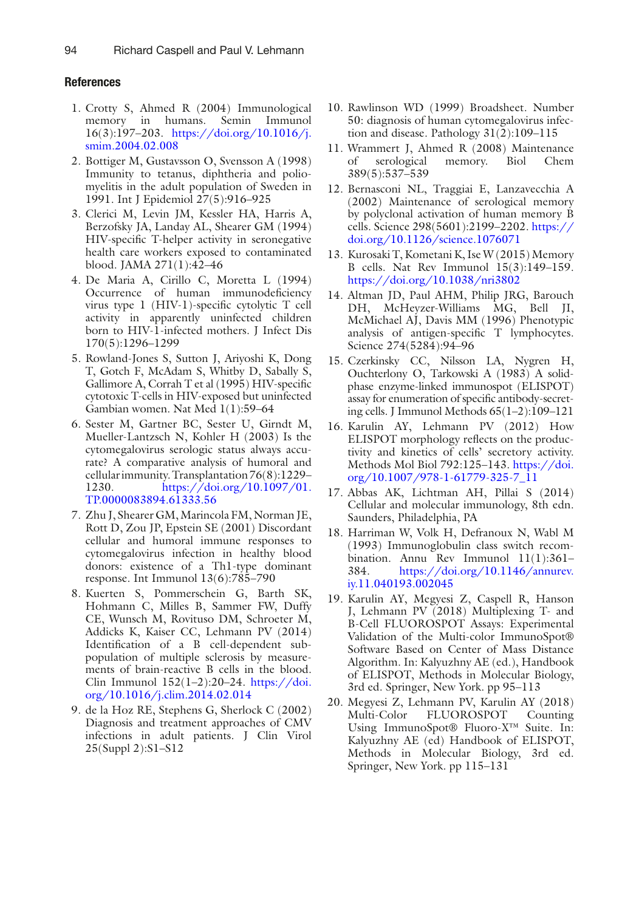## References

1. Crotty S, Ahmed R (2004) Immunological memory in humans. Semin Immunol 16(3):197–203. https://doi.org/10.1016/j.smim.2004.02.008
2. Bottiger M, Gustavsson O, Svensson A (1998) Immunity to tetanus, diphtheria and poliomyelitis in the adult population of Sweden in 1991. Int J Epidemiol 27(5):916–925
3. Clerici M, Levin JM, Kessler HA, Harris A, Berzofsky JA, Landay AL, Shearer GM (1994) HIV-specific T-helper activity in seronegative health care workers exposed to contaminated blood. JAMA 271(1):42–46
4. De Maria A, Cirillo C, Moretta L (1994) Occurrence of human immunodeficiency virus type 1 (HIV-1)-specific cytolytic T cell activity in apparently uninfected children born to HIV-1-infected mothers. J Infect Dis 170(5):1296–1299
5. Rowland-Jones S, Sutton J, Ariyoshi K, Dong T, Gotch F, McAdam S, Whitby D, Sabally S, Gallimore A, Corrah T et al (1995) HIV-specific cytotoxic T-cells in HIV-exposed but uninfected Gambian women. Nat Med 1(1):59–64
6. Sester M, Gartner BC, Sester U, Girndt M, Mueller-Lantzsch N, Kohler H (2003) Is the cytomegalovirus serologic status always accurate? A comparative analysis of humoral and cellular immunity. Transplantation 76(8):1229–1230. https://doi.org/10.1097/01.TP.0000083894.61333.56
7. Zhu J, Shearer GM, Marincola FM, Norman JE, Rott D, Zou JP, Epstein SE (2001) Discordant cellular and humoral immune responses to cytomegalovirus infection in healthy blood donors: existence of a Th1-type dominant response. Int Immunol 13(6):785–790
8. Kuerten S, Pommerschein G, Barth SK, Hohmann C, Milles B, Sammer FW, Duffy CE, Wunsch M, Rovituso DM, Schroeter M, Addicks K, Kaiser CC, Lehmann PV (2014) Identification of a B cell-dependent subpopulation of multiple sclerosis by measurements of brain-reactive B cells in the blood. Clin Immunol 152(1–2):20–24. https://doi.org/10.1016/j.clim.2014.02.014
9. de la Hoz RE, Stephens G, Sherlock C (2002) Diagnosis and treatment approaches of CMV infections in adult patients. J Clin Virol 25(Suppl 2):S1–S12
10. Rawlinson WD (1999) Broadsheet. Number 50: diagnosis of human cytomegalovirus infection and disease. Pathology 31(2):109–115
11. Wrammert J, Ahmed R (2008) Maintenance of serological memory. Biol Chem 389(5):537–539
12. Bernasconi NL, Traggiai E, Lanzavecchia A (2002) Maintenance of serological memory by polyclonal activation of human memory B cells. Science 298(5601):2199–2202. https://doi.org/10.1126/science.1076071
13. Kurosaki T, Kometani K, Ise W (2015) Memory B cells. Nat Rev Immunol 15(3):149–159. https://doi.org/10.1038/nri3802
14. Altman JD, Paul AHM, Philip JRG, Barouch DH, McHeyzer-Williams MG, Bell JI, McMichael AJ, Davis MM (1996) Phenotypic analysis of antigen-specific T lymphocytes. Science 274(5284):94–96
15. Czerkinsky CC, Nilsson LA, Nygren H, Ouchterlony O, Tarkowski A (1983) A solid-phase enzyme-linked immunospot (ELISPOT) assay for enumeration of specific antibody-secreting cells. J Immunol Methods 65(1–2):109–121
16. Karulin AY, Lehmann PV (2012) How ELISPOT morphology reflects on the productivity and kinetics of cells' secretory activity. Methods Mol Biol 792:125–143. https://doi.org/10.1007/978-1-61779-325-7_11
17. Abbas AK, Lichtman AH, Pillai S (2014) Cellular and molecular immunology, 8th edn. Saunders, Philadelphia, PA
18. Harriman W, Volk H, Defranoux N, Wabl M (1993) Immunoglobulin class switch recombination. Annu Rev Immunol 11(1):361–384. https://doi.org/10.1146/annurev.iy.11.040193.002045
19. Karulin AY, Megyesi Z, Caspell R, Hanson J, Lehmann PV (2018) Multiplexing T- and B-Cell FLUOROSPOT Assays: Experimental Validation of the Multi-color ImmunoSpot® Software Based on Center of Mass Distance Algorithm. In: Kalyuzhny AE (ed.), Handbook of ELISPOT, Methods in Molecular Biology, 3rd ed. Springer, New York. pp 95–113
20. Megyesi Z, Lehmann PV, Karulin AY (2018) Multi-Color FLUOROSPOT Counting Using ImmunoSpot® Fluoro-X™ Suite. In: Kalyuzhny AE (ed) Handbook of ELISPOT, Methods in Molecular Biology, 3rd ed. Springer, New York. pp 115–131